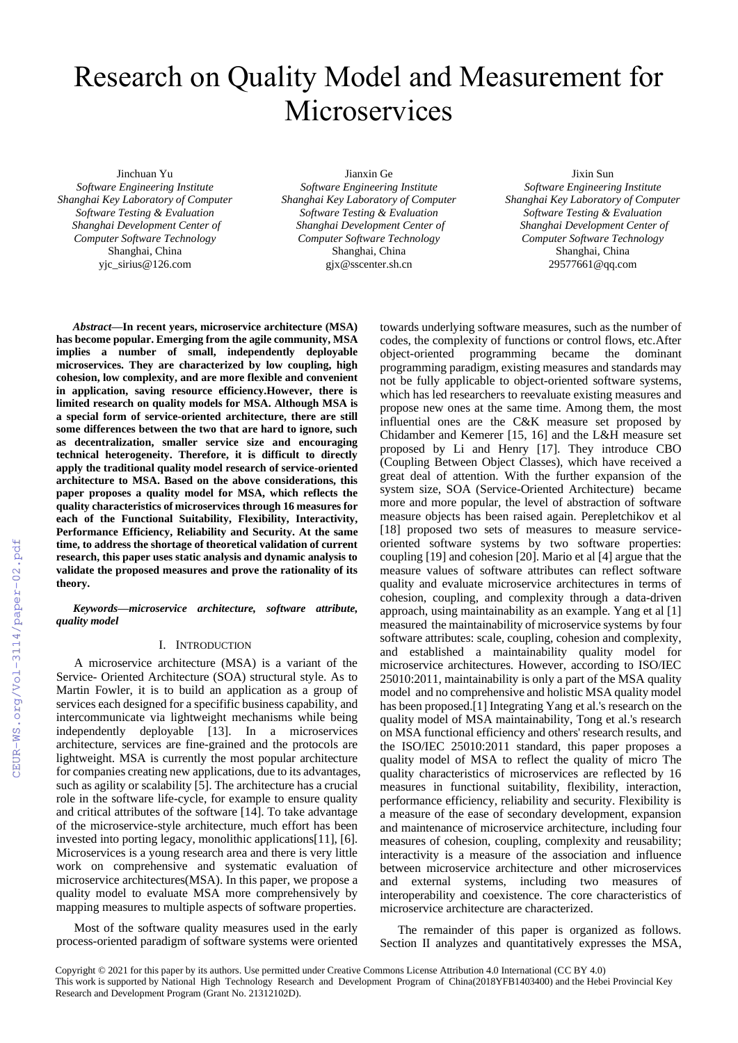# Research on Quality Model and Measurement for Microservices

Jinchuan Yu
*Software Engineering Institute*
*Shanghai Key Laboratory of Computer Software Testing & Evaluation*
*Shanghai Development Center of Computer Software Technology*
Shanghai, China
yjc_sirius@126.com

Jianxin Ge
*Software Engineering Institute*
*Shanghai Key Laboratory of Computer Software Testing & Evaluation*
*Shanghai Development Center of Computer Software Technology*
Shanghai, China
gjx@sscenter.sh.cn

Jixin Sun
*Software Engineering Institute*
*Shanghai Key Laboratory of Computer Software Testing & Evaluation*
*Shanghai Development Center of Computer Software Technology*
Shanghai, China
29577661@qq.com

***Abstract*—In recent years, microservice architecture (MSA) has become popular. Emerging from the agile community, MSA implies a number of small, independently deployable microservices. They are characterized by low coupling, high cohesion, low complexity, and are more flexible and convenient in application, saving resource efficiency.However, there is limited research on quality models for MSA. Although MSA is a special form of service-oriented architecture, there are still some differences between the two that are hard to ignore, such as decentralization, smaller service size and encouraging technical heterogeneity. Therefore, it is difficult to directly apply the traditional quality model research of service-oriented architecture to MSA. Based on the above considerations, this paper proposes a quality model for MSA, which reflects the quality characteristics of microservices through 16 measures for each of the Functional Suitability, Flexibility, Interactivity, Performance Efficiency, Reliability and Security. At the same time, to address the shortage of theoretical validation of current research, this paper uses static analysis and dynamic analysis to validate the proposed measures and prove the rationality of its theory.**

***Keywords—microservice architecture, software attribute, quality model***

## I. Introduction

A microservice architecture (MSA) is a variant of the Service- Oriented Architecture (SOA) structural style. As to Martin Fowler, it is to build an application as a group of services each designed for a specifilic business capability, and intercommunicate via lightweight mechanisms while being independently deployable [13]. In a microservices architecture, services are fine-grained and the protocols are lightweight. MSA is currently the most popular architecture for companies creating new applications, due to its advantages, such as agility or scalability [5]. The architecture has a crucial role in the software life-cycle, for example to ensure quality and critical attributes of the software [14]. To take advantage of the microservice-style architecture, much effort has been invested into porting legacy, monolithic applications[11], [6]. Microservices is a young research area and there is very little work on comprehensive and systematic evaluation of microservice architectures(MSA). In this paper, we propose a quality model to evaluate MSA more comprehensively by mapping measures to multiple aspects of software properties.

Most of the software quality measures used in the early process-oriented paradigm of software systems were oriented towards underlying software measures, such as the number of codes, the complexity of functions or control flows, etc.After object-oriented programming became the dominant programming paradigm, existing measures and standards may not be fully applicable to object-oriented software systems, which has led researchers to reevaluate existing measures and propose new ones at the same time. Among them, the most influential ones are the C&K measure set proposed by Chidamber and Kemerer [15, 16] and the L&H measure set proposed by Li and Henry [17]. They introduce CBO (Coupling Between Object Classes), which have received a great deal of attention. With the further expansion of the system size, SOA (Service-Oriented Architecture) became more and more popular, the level of abstraction of software measure objects has been raised again. Perepletchikov et al [18] proposed two sets of measures to measure service-oriented software systems by two software properties: coupling [19] and cohesion [20]. Mario et al [4] argue that the measure values of software attributes can reflect software quality and evaluate microservice architectures in terms of cohesion, coupling, and complexity through a data-driven approach, using maintainability as an example. Yang et al [1] measured the maintainability of microservice systems by four software attributes: scale, coupling, cohesion and complexity, and established a maintainability quality model for microservice architectures. However, according to ISO/IEC 25010:2011, maintainability is only a part of the MSA quality model and no comprehensive and holistic MSA quality model has been proposed.[1] Integrating Yang et al.'s research on the quality model of MSA maintainability, Tong et al.'s research on MSA functional efficiency and others' research results, and the ISO/IEC 25010:2011 standard, this paper proposes a quality model of MSA to reflect the quality of micro The quality characteristics of microservices are reflected by 16 measures in functional suitability, flexibility, interaction, performance efficiency, reliability and security. Flexibility is a measure of the ease of secondary development, expansion and maintenance of microservice architecture, including four measures of cohesion, coupling, complexity and reusability; interactivity is a measure of the association and influence between microservice architecture and other microservices and external systems, including two measures of interoperability and coexistence. The core characteristics of microservice architecture are characterized.

The remainder of this paper is organized as follows. Section II analyzes and quantitatively expresses the MSA,

Copyright © 2021 for this paper by its authors. Use permitted under Creative Commons License Attribution 4.0 International (CC BY 4.0)
This work is supported by National High Technology Research and Development Program of China(2018YFB1403400) and the Hebei Provincial Key Research and Development Program (Grant No. 21312102D).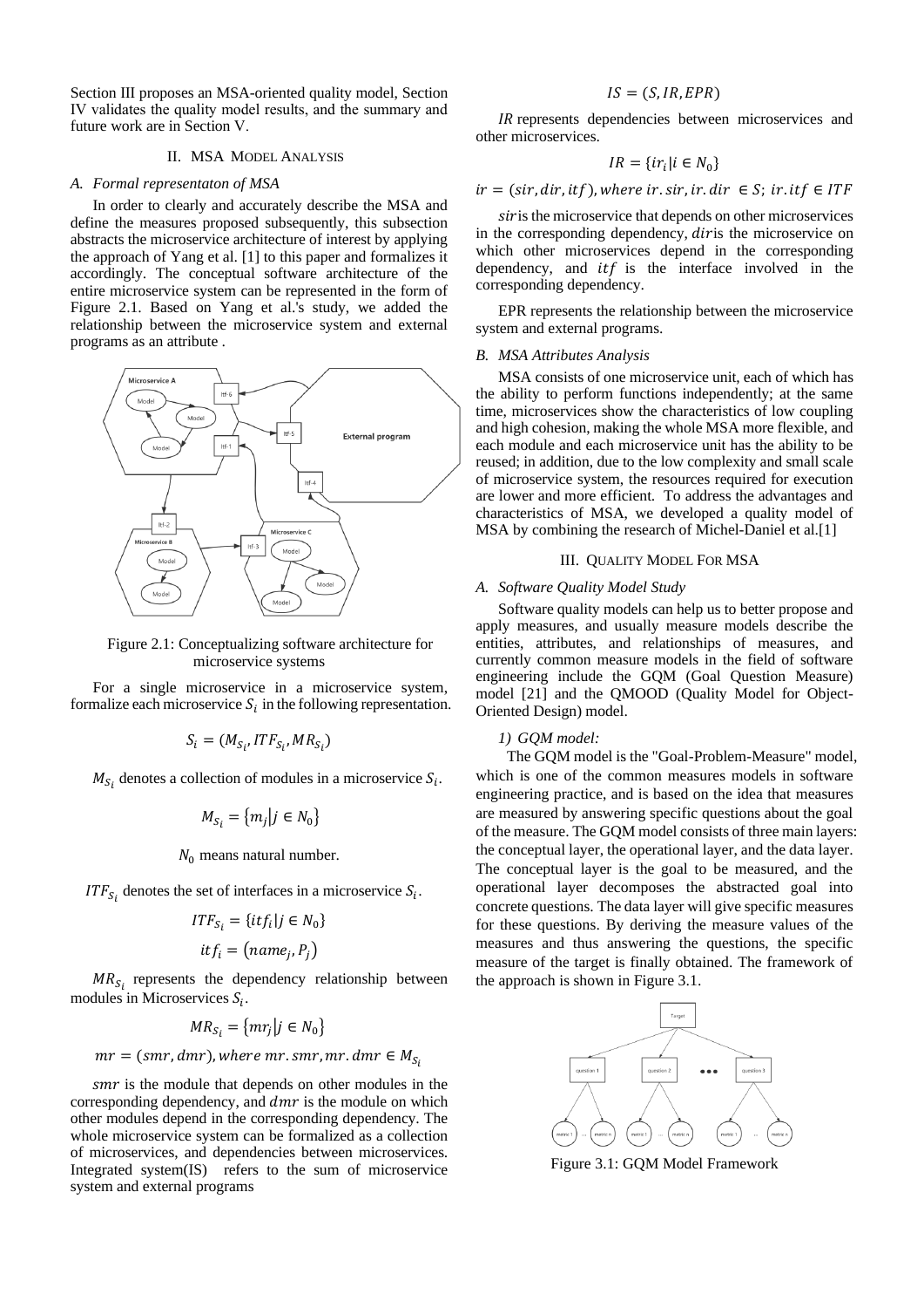Section III proposes an MSA-oriented quality model, Section IV validates the quality model results, and the summary and future work are in Section V.

## II. MSA MODEL ANALYSIS

### A. Formal representaton of MSA

In order to clearly and accurately describe the MSA and define the measures proposed subsequently, this subsection abstracts the microservice architecture of interest by applying the approach of Yang et al. [1] to this paper and formalizes it accordingly. The conceptual software architecture of the entire microservice system can be represented in the form of Figure 2.1. Based on Yang et al.'s study, we added the relationship between the microservice system and external programs as an attribute .

Figure 2.1: Conceptualizing software architecture for microservice systems

For a single microservice in a microservice system, formalize each microservice $S_i$ in the following representation.

$$S_i = (M_{S_i}, ITF_{S_i}, MR_{S_i})$$

$M_{S_i}$ denotes a collection of modules in a microservice $S_i$.

$$M_{S_i} = \{m_j | j \in N_0\}$$

$N_0$ means natural number.

$ITF_{S_i}$ denotes the set of interfaces in a microservice $S_i$.

$$ITF_{S_i} = \{itf_i | j \in N_0\}$$

$$itf_i = (name_j, P_j)$$

$MR_{S_i}$ represents the dependency relationship between modules in Microservices $S_i$.

$$MR_{S_i} = \{mr_j | j \in N_0\}$$

$$mr = (smr, dmr), where\ mr.smr, mr.dmr \in M_{S_i}$$

$smr$ is the module that depends on other modules in the corresponding dependency, and $dmr$ is the module on which other modules depend in the corresponding dependency. The whole microservice system can be formalized as a collection of microservices, and dependencies between microservices. Integrated system(IS) refers to the sum of microservice system and external programs

$$IS = (S, IR, EPR)$$

$IR$ represents dependencies between microservices and other microservices.

$$IR = \{ir_i | i \in N_0\}$$

$$ir = (sir, dir, itf), where\ ir.sir, ir.dir \in S;\ ir.itf \in ITF$$

$sir$ is the microservice that depends on other microservices in the corresponding dependency, $dir$ is the microservice on which other microservices depend in the corresponding dependency, and $itf$ is the interface involved in the corresponding dependency.

EPR represents the relationship between the microservice system and external programs.

### B. MSA Attributes Analysis

MSA consists of one microservice unit, each of which has the ability to perform functions independently; at the same time, microservices show the characteristics of low coupling and high cohesion, making the whole MSA more flexible, and each module and each microservice unit has the ability to be reused; in addition, due to the low complexity and small scale of microservice system, the resources required for execution are lower and more efficient. To address the advantages and characteristics of MSA, we developed a quality model of MSA by combining the research of Michel-Daniel et al.[1]

## III. QUALITY MODEL FOR MSA

### A. Software Quality Model Study

Software quality models can help us to better propose and apply measures, and usually measure models describe the entities, attributes, and relationships of measures, and currently common measure models in the field of software engineering include the GQM (Goal Question Measure) model [21] and the QMOOD (Quality Model for Object-Oriented Design) model.

#### 1) GQM model:

The GQM model is the "Goal-Problem-Measure" model, which is one of the common measures models in software engineering practice, and is based on the idea that measures are measured by answering specific questions about the goal of the measure. The GQM model consists of three main layers: the conceptual layer, the operational layer, and the data layer. The conceptual layer is the goal to be measured, and the operational layer decomposes the abstracted goal into concrete questions. The data layer will give specific measures for these questions. By deriving the measure values of the measures and thus answering the questions, the specific measure of the target is finally obtained. The framework of the approach is shown in Figure 3.1.

Figure 3.1: GQM Model Framework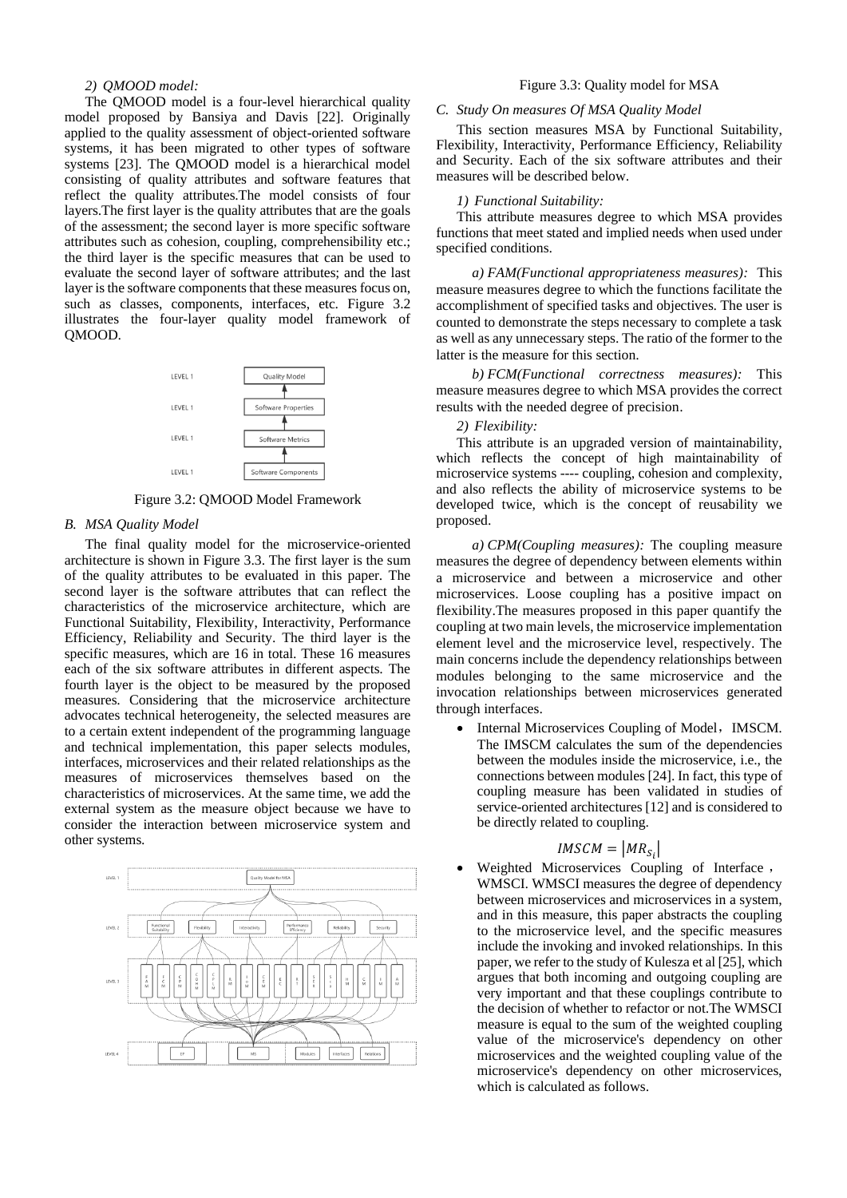#### 2) QMOOD model:

The QMOOD model is a four-level hierarchical quality model proposed by Bansiya and Davis [22]. Originally applied to the quality assessment of object-oriented software systems, it has been migrated to other types of software systems [23]. The QMOOD model is a hierarchical model consisting of quality attributes and software features that reflect the quality attributes.The model consists of four layers.The first layer is the quality attributes that are the goals of the assessment; the second layer is more specific software attributes such as cohesion, coupling, comprehensibility etc.; the third layer is the specific measures that can be used to evaluate the second layer of software attributes; and the last layer is the software components that these measures focus on, such as classes, components, interfaces, etc. Figure 3.2 illustrates the four-layer quality model framework of QMOOD.

Figure 3.2: QMOOD Model Framework

### B. MSA Quality Model

The final quality model for the microservice-oriented architecture is shown in Figure 3.3. The first layer is the sum of the quality attributes to be evaluated in this paper. The second layer is the software attributes that can reflect the characteristics of the microservice architecture, which are Functional Suitability, Flexibility, Interactivity, Performance Efficiency, Reliability and Security. The third layer is the specific measures, which are 16 in total. These 16 measures each of the six software attributes in different aspects. The fourth layer is the object to be measured by the proposed measures. Considering that the microservice architecture advocates technical heterogeneity, the selected measures are to a certain extent independent of the programming language and technical implementation, this paper selects modules, interfaces, microservices and their related relationships as the measures of microservices themselves based on the characteristics of microservices. At the same time, we add the external system as the measure object because we have to consider the interaction between microservice system and other systems.

Figure 3.3: Quality model for MSA

### C. Study On measures Of MSA Quality Model

This section measures MSA by Functional Suitability, Flexibility, Interactivity, Performance Efficiency, Reliability and Security. Each of the six software attributes and their measures will be described below.

#### 1) Functional Suitability:

This attribute measures degree to which MSA provides functions that meet stated and implied needs when used under specified conditions.

*a) FAM(Functional appropriateness measures):* This measure measures degree to which the functions facilitate the accomplishment of specified tasks and objectives. The user is counted to demonstrate the steps necessary to complete a task as well as any unnecessary steps. The ratio of the former to the latter is the measure for this section.

*b) FCM(Functional correctness measures):* This measure measures degree to which MSA provides the correct results with the needed degree of precision.

#### 2) Flexibility:

This attribute is an upgraded version of maintainability, which reflects the concept of high maintainability of microservice systems ---- coupling, cohesion and complexity, and also reflects the ability of microservice systems to be developed twice, which is the concept of reusability we proposed.

*a) CPM(Coupling measures):* The coupling measure measures the degree of dependency between elements within a microservice and between a microservice and other microservices. Loose coupling has a positive impact on flexibility.The measures proposed in this paper quantify the coupling at two main levels, the microservice implementation element level and the microservice level, respectively. The main concerns include the dependency relationships between modules belonging to the same microservice and the invocation relationships between microservices generated through interfaces.

- Internal Microservices Coupling of Model，IMSCM. The IMSCM calculates the sum of the dependencies between the modules inside the microservice, i.e., the connections between modules [24]. In fact, this type of coupling measure has been validated in studies of service-oriented architectures [12] and is considered to be directly related to coupling.

$$IMSCM = \left|MR_{S_i}\right|$$

- Weighted Microservices Coupling of Interface， WMSCI. WMSCI measures the degree of dependency between microservices and microservices in a system, and in this measure, this paper abstracts the coupling to the microservice level, and the specific measures include the invoking and invoked relationships. In this paper, we refer to the study of Kulesza et al [25], which argues that both incoming and outgoing coupling are very important and that these couplings contribute to the decision of whether to refactor or not.The WMSCI measure is equal to the sum of the weighted coupling value of the microservice's dependency on other microservices and the weighted coupling value of the microservice's dependency on other microservices, which is calculated as follows.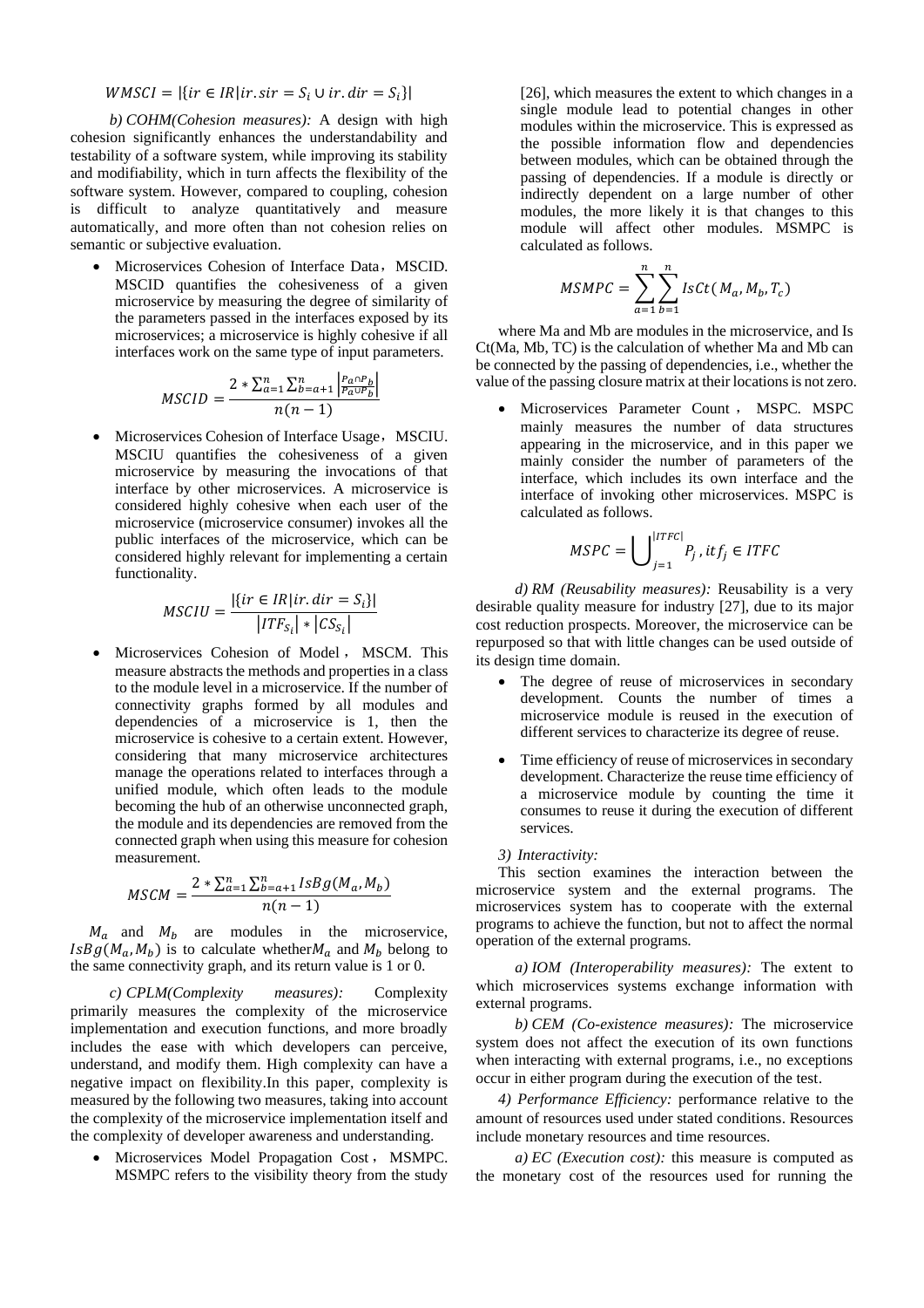$$WMSCI = |\{ir \in IR | ir.sir = S_i \cup ir.dir = S_i\}|$$

*b) COHM(Cohesion measures):* A design with high cohesion significantly enhances the understandability and testability of a software system, while improving its stability and modifiability, which in turn affects the flexibility of the software system. However, compared to coupling, cohesion is difficult to analyze quantitatively and measure automatically, and more often than not cohesion relies on semantic or subjective evaluation.

- Microservices Cohesion of Interface Data，MSCID. MSCID quantifies the cohesiveness of a given microservice by measuring the degree of similarity of the parameters passed in the interfaces exposed by its microservices; a microservice is highly cohesive if all interfaces work on the same type of input parameters.

$$MSCID = \frac{2 * \sum_{a=1}^{n} \sum_{b=a+1}^{n} \left| \frac{P_a \cap P_b}{P_a \cup P_b} \right|}{n(n-1)}$$

- Microservices Cohesion of Interface Usage，MSCIU. MSCIU quantifies the cohesiveness of a given microservice by measuring the invocations of that interface by other microservices. A microservice is considered highly cohesive when each user of the microservice (microservice consumer) invokes all the public interfaces of the microservice, which can be considered highly relevant for implementing a certain functionality.

$$MSCIU = \frac{|\{ir \in IR | ir.dir = S_i\}|}{|ITF_{S_i}| * |CS_{S_i}|}$$

- Microservices Cohesion of Model，MSCM. This measure abstracts the methods and properties in a class to the module level in a microservice. If the number of connectivity graphs formed by all modules and dependencies of a microservice is 1, then the microservice is cohesive to a certain extent. However, considering that many microservice architectures manage the operations related to interfaces through a unified module, which often leads to the module becoming the hub of an otherwise unconnected graph, the module and its dependencies are removed from the connected graph when using this measure for cohesion measurement.

$$MSCM = \frac{2 * \sum_{a=1}^{n} \sum_{b=a+1}^{n} IsBg(M_a, M_b)}{n(n-1)}$$

$M_a$ and $M_b$ are modules in the microservice, $IsBg(M_a, M_b)$ is to calculate whether $M_a$ and $M_b$ belong to the same connectivity graph, and its return value is 1 or 0.

*c) CPLM(Complexity measures):* Complexity primarily measures the complexity of the microservice implementation and execution functions, and more broadly includes the ease with which developers can perceive, understand, and modify them. High complexity can have a negative impact on flexibility.In this paper, complexity is measured by the following two measures, taking into account the complexity of the microservice implementation itself and the complexity of developer awareness and understanding.

- Microservices Model Propagation Cost，MSMPC. MSMPC refers to the visibility theory from the study [26], which measures the extent to which changes in a single module lead to potential changes in other modules within the microservice. This is expressed as the possible information flow and dependencies between modules, which can be obtained through the passing of dependencies. If a module is directly or indirectly dependent on a large number of other modules, the more likely it is that changes to this module will affect other modules. MSMPC is calculated as follows.

$$MSMPC = \sum_{a=1}^{n} \sum_{b=1}^{n} IsCt(M_a, M_b, T_c)$$

where Ma and Mb are modules in the microservice, and Is Ct(Ma, Mb, TC) is the calculation of whether Ma and Mb can be connected by the passing of dependencies, i.e., whether the value of the passing closure matrix at their locations is not zero.

- Microservices Parameter Count， MSPC. MSPC mainly measures the number of data structures appearing in the microservice, and in this paper we mainly consider the number of parameters of the interface, which includes its own interface and the interface of invoking other microservices. MSPC is calculated as follows.

$$MSPC = \bigcup_{j=1}^{|ITFC|} P_j \text{, } itf_j \in ITFC$$

*d) RM (Reusability measures):* Reusability is a very desirable quality measure for industry [27], due to its major cost reduction prospects. Moreover, the microservice can be repurposed so that with little changes can be used outside of its design time domain.

- The degree of reuse of microservices in secondary development. Counts the number of times a microservice module is reused in the execution of different services to characterize its degree of reuse.
- Time efficiency of reuse of microservices in secondary development. Characterize the reuse time efficiency of a microservice module by counting the time it consumes to reuse it during the execution of different services.

*3) Interactivity:*

This section examines the interaction between the microservice system and the external programs. The microservices system has to cooperate with the external programs to achieve the function, but not to affect the normal operation of the external programs.

*a) IOM (Interoperability measures):* The extent to which microservices systems exchange information with external programs.

*b) CEM (Co-existence measures):* The microservice system does not affect the execution of its own functions when interacting with external programs, i.e., no exceptions occur in either program during the execution of the test.

*4) Performance Efficiency:* performance relative to the amount of resources used under stated conditions. Resources include monetary resources and time resources.

*a) EC (Execution cost):* this measure is computed as the monetary cost of the resources used for running the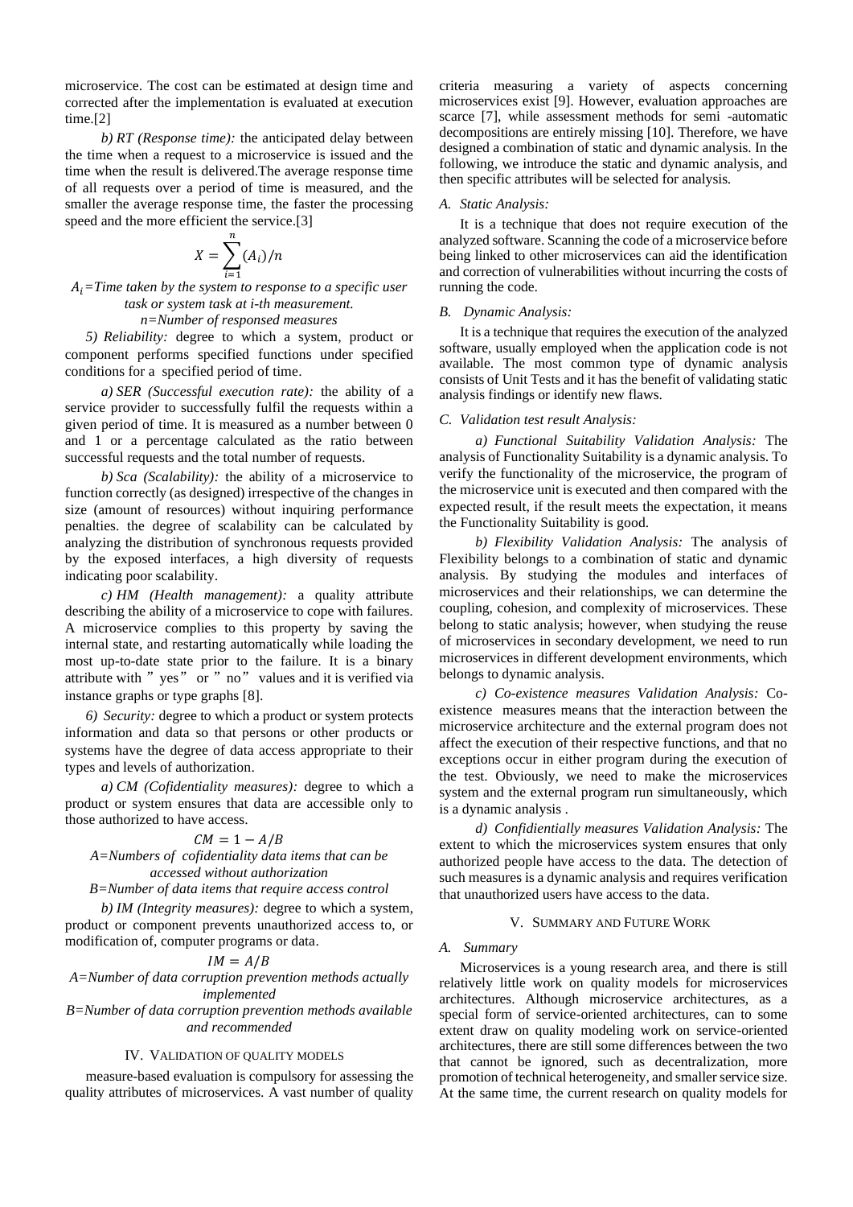microservice. The cost can be estimated at design time and corrected after the implementation is evaluated at execution time.[2]

*b) RT (Response time):* the anticipated delay between the time when a request to a microservice is issued and the time when the result is delivered.The average response time of all requests over a period of time is measured, and the smaller the average response time, the faster the processing speed and the more efficient the service.[3]

$$X = \sum_{i=1}^{n} (A_i)/n$$

*$A_i$=Time taken by the system to response to a specific user task or system task at i-th measurement.*
*n=Number of responsed measures*

*5) Reliability:* degree to which a system, product or component performs specified functions under specified conditions for a specified period of time.

*a) SER (Successful execution rate):* the ability of a service provider to successfully fulfil the requests within a given period of time. It is measured as a number between 0 and 1 or a percentage calculated as the ratio between successful requests and the total number of requests.

*b) Sca (Scalability):* the ability of a microservice to function correctly (as designed) irrespective of the changes in size (amount of resources) without inquiring performance penalties. the degree of scalability can be calculated by analyzing the distribution of synchronous requests provided by the exposed interfaces, a high diversity of requests indicating poor scalability.

*c) HM (Health management):* a quality attribute describing the ability of a microservice to cope with failures. A microservice complies to this property by saving the internal state, and restarting automatically while loading the most up-to-date state prior to the failure. It is a binary attribute with "yes" or "no" values and it is verified via instance graphs or type graphs [8].

*6) Security:* degree to which a product or system protects information and data so that persons or other products or systems have the degree of data access appropriate to their types and levels of authorization.

*a) CM (Cofidentiality measures):* degree to which a product or system ensures that data are accessible only to those authorized to have access.

$$CM = 1 - A/B$$

*A=Numbers of cofidentiality data items that can be accessed without authorization*
*B=Number of data items that require access control*

*b) IM (Integrity measures):* degree to which a system, product or component prevents unauthorized access to, or modification of, computer programs or data.

$$IM = A/B$$

*A=Number of data corruption prevention methods actually implemented*
*B=Number of data corruption prevention methods available and recommended*

## IV. Validation of Quality Models

measure-based evaluation is compulsory for assessing the quality attributes of microservices. A vast number of quality criteria measuring a variety of aspects concerning microservices exist [9]. However, evaluation approaches are scarce [7], while assessment methods for semi -automatic decompositions are entirely missing [10]. Therefore, we have designed a combination of static and dynamic analysis. In the following, we introduce the static and dynamic analysis, and then specific attributes will be selected for analysis.

### A. Static Analysis:

It is a technique that does not require execution of the analyzed software. Scanning the code of a microservice before being linked to other microservices can aid the identification and correction of vulnerabilities without incurring the costs of running the code.

### B. Dynamic Analysis:

It is a technique that requires the execution of the analyzed software, usually employed when the application code is not available. The most common type of dynamic analysis consists of Unit Tests and it has the benefit of validating static analysis findings or identify new flaws.

### C. Validation test result Analysis:

*a) Functional Suitability Validation Analysis:* The analysis of Functionality Suitability is a dynamic analysis. To verify the functionality of the microservice, the program of the microservice unit is executed and then compared with the expected result, if the result meets the expectation, it means the Functionality Suitability is good.

*b) Flexibility Validation Analysis:* The analysis of Flexibility belongs to a combination of static and dynamic analysis. By studying the modules and interfaces of microservices and their relationships, we can determine the coupling, cohesion, and complexity of microservices. These belong to static analysis; however, when studying the reuse of microservices in secondary development, we need to run microservices in different development environments, which belongs to dynamic analysis.

*c) Co-existence measures Validation Analysis:* Co-existence measures means that the interaction between the microservice architecture and the external program does not affect the execution of their respective functions, and that no exceptions occur in either program during the execution of the test. Obviously, we need to make the microservices system and the external program run simultaneously, which is a dynamic analysis .

*d) Confidientially measures Validation Analysis:* The extent to which the microservices system ensures that only authorized people have access to the data. The detection of such measures is a dynamic analysis and requires verification that unauthorized users have access to the data.

## V. Summary and Future Work

### A. Summary

Microservices is a young research area, and there is still relatively little work on quality models for microservices architectures. Although microservice architectures, as a special form of service-oriented architectures, can to some extent draw on quality modeling work on service-oriented architectures, there are still some differences between the two that cannot be ignored, such as decentralization, more promotion of technical heterogeneity, and smaller service size. At the same time, the current research on quality models for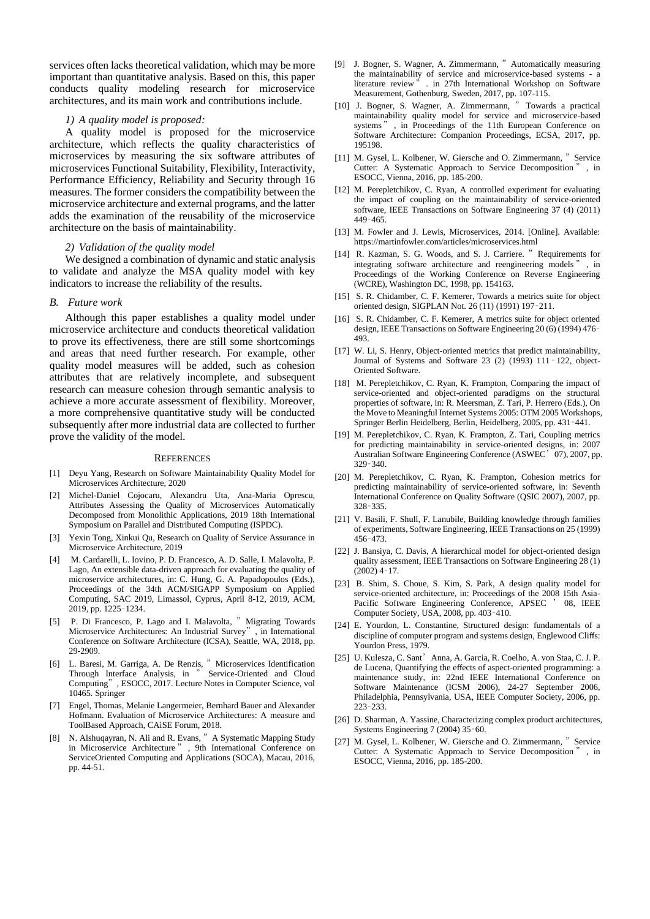services often lacks theoretical validation, which may be more important than quantitative analysis. Based on this, this paper conducts quality modeling research for microservice architectures, and its main work and contributions include.

*1) A quality model is proposed:*

A quality model is proposed for the microservice architecture, which reflects the quality characteristics of microservices by measuring the six software attributes of microservices Functional Suitability, Flexibility, Interactivity, Performance Efficiency, Reliability and Security through 16 measures. The former considers the compatibility between the microservice architecture and external programs, and the latter adds the examination of the reusability of the microservice architecture on the basis of maintainability.

*2) Validation of the quality model*

We designed a combination of dynamic and static analysis to validate and analyze the MSA quality model with key indicators to increase the reliability of the results.

### *B. Future work*

Although this paper establishes a quality model under microservice architecture and conducts theoretical validation to prove its effectiveness, there are still some shortcomings and areas that need further research. For example, other quality model measures will be added, such as cohesion attributes that are relatively incomplete, and subsequent research can measure cohesion through semantic analysis to achieve a more accurate assessment of flexibility. Moreover, a more comprehensive quantitative study will be conducted subsequently after more industrial data are collected to further prove the validity of the model.

## REFERENCES

[1] Deyu Yang, Research on Software Maintainability Quality Model for Microservices Architecture, 2020

[2] Michel-Daniel Cojocaru, Alexandru Uta, Ana-Maria Oprescu, Attributes Assessing the Quality of Microservices Automatically Decomposed from Monolithic Applications, 2019 18th International Symposium on Parallel and Distributed Computing (ISPDC).

[3] Yexin Tong, Xinkui Qu, Research on Quality of Service Assurance in Microservice Architecture, 2019

[4] M. Cardarelli, L. Iovino, P. D. Francesco, A. D. Salle, I. Malavolta, P. Lago, An extensible data-driven approach for evaluating the quality of microservice architectures, in: C. Hung, G. A. Papadopoulos (Eds.), Proceedings of the 34th ACM/SIGAPP Symposium on Applied Computing, SAC 2019, Limassol, Cyprus, April 8-12, 2019, ACM, 2019, pp. 1225–1234.

[5] P. Di Francesco, P. Lago and I. Malavolta, " Migrating Towards Microservice Architectures: An Industrial Survey" , in International Conference on Software Architecture (ICSA), Seattle, WA, 2018, pp. 29-2909.

[6] L. Baresi, M. Garriga, A. De Renzis, " Microservices Identification Through Interface Analysis, in " Service-Oriented and Cloud Computing" , ESOCC, 2017. Lecture Notes in Computer Science, vol 10465. Springer

[7] Engel, Thomas, Melanie Langermeier, Bernhard Bauer and Alexander Hofmann. Evaluation of Microservice Architectures: A measure and ToolBased Approach, CAiSE Forum, 2018.

[8] N. Alshuqayran, N. Ali and R. Evans, " A Systematic Mapping Study in Microservice Architecture " , 9th International Conference on ServiceOriented Computing and Applications (SOCA), Macau, 2016, pp. 44-51.

[9] J. Bogner, S. Wagner, A. Zimmermann, " Automatically measuring the maintainability of service and microservice-based systems - a literature review " . in 27th International Workshop on Software Measurement, Gothenburg, Sweden, 2017, pp. 107-115.

[10] J. Bogner, S. Wagner, A. Zimmermann, " Towards a practical maintainability quality model for service and microservice-based systems " , in Proceedings of the 11th European Conference on Software Architecture: Companion Proceedings, ECSA, 2017, pp. 195198.

[11] M. Gysel, L. Kolbener, W. Giersche and O. Zimmermann, " Service Cutter: A Systematic Approach to Service Decomposition " , in ESOCC, Vienna, 2016, pp. 185-200.

[12] M. Perepletchikov, C. Ryan, A controlled experiment for evaluating the impact of coupling on the maintainability of service-oriented software, IEEE Transactions on Software Engineering 37 (4) (2011) 449–465.

[13] M. Fowler and J. Lewis, Microservices, 2014. [Online]. Available: https://martinfowler.com/articles/microservices.html

[14] R. Kazman, S. G. Woods, and S. J. Carriere. " Requirements for integrating software architecture and reengineering models " , in Proceedings of the Working Conference on Reverse Engineering (WCRE), Washington DC, 1998, pp. 154163.

[15] S. R. Chidamber, C. F. Kemerer, Towards a metrics suite for object oriented design, SIGPLAN Not. 26 (11) (1991) 197–211.

[16] S. R. Chidamber, C. F. Kemerer, A metrics suite for object oriented design, IEEE Transactions on Software Engineering 20 (6) (1994) 476–493.

[17] W. Li, S. Henry, Object-oriented metrics that predict maintainability, Journal of Systems and Software 23 (2) (1993) 111–122, object-Oriented Software.

[18] M. Perepletchikov, C. Ryan, K. Frampton, Comparing the impact of service-oriented and object-oriented paradigms on the structural properties of software, in: R. Meersman, Z. Tari, P. Herrero (Eds.), On the Move to Meaningful Internet Systems 2005: OTM 2005 Workshops, Springer Berlin Heidelberg, Berlin, Heidelberg, 2005, pp. 431–441.

[19] M. Perepletchikov, C. Ryan, K. Frampton, Z. Tari, Coupling metrics for predicting maintainability in service-oriented designs, in: 2007 Australian Software Engineering Conference (ASWEC' 07), 2007, pp. 329–340.

[20] M. Perepletchikov, C. Ryan, K. Frampton, Cohesion metrics for predicting maintainability of service-oriented software, in: Seventh International Conference on Quality Software (QSIC 2007), 2007, pp. 328–335.

[21] V. Basili, F. Shull, F. Lanubile, Building knowledge through families of experiments, Software Engineering, IEEE Transactions on 25 (1999) 456–473.

[22] J. Bansiya, C. Davis, A hierarchical model for object-oriented design quality assessment, IEEE Transactions on Software Engineering 28 (1) (2002) 4–17.

[23] B. Shim, S. Choue, S. Kim, S. Park, A design quality model for service-oriented architecture, in: Proceedings of the 2008 15th Asia-Pacific Software Engineering Conference, APSEC ' 08, IEEE Computer Society, USA, 2008, pp. 403–410.

[24] E. Yourdon, L. Constantine, Structured design: fundamentals of a discipline of computer program and systems design, Englewood Cliffs: Yourdon Press, 1979.

[25] U. Kulesza, C. Sant' Anna, A. Garcia, R. Coelho, A. von Staa, C. J. P. de Lucena, Quantifying the effects of aspect-oriented programming: a maintenance study, in: 22nd IEEE International Conference on Software Maintenance (ICSM 2006), 24-27 September 2006, Philadelphia, Pennsylvania, USA, IEEE Computer Society, 2006, pp. 223–233.

[26] D. Sharman, A. Yassine, Characterizing complex product architectures, Systems Engineering 7 (2004) 35–60.

[27] M. Gysel, L. Kolbener, W. Giersche and O. Zimmermann, " Service Cutter: A Systematic Approach to Service Decomposition " , in ESOCC, Vienna, 2016, pp. 185-200.